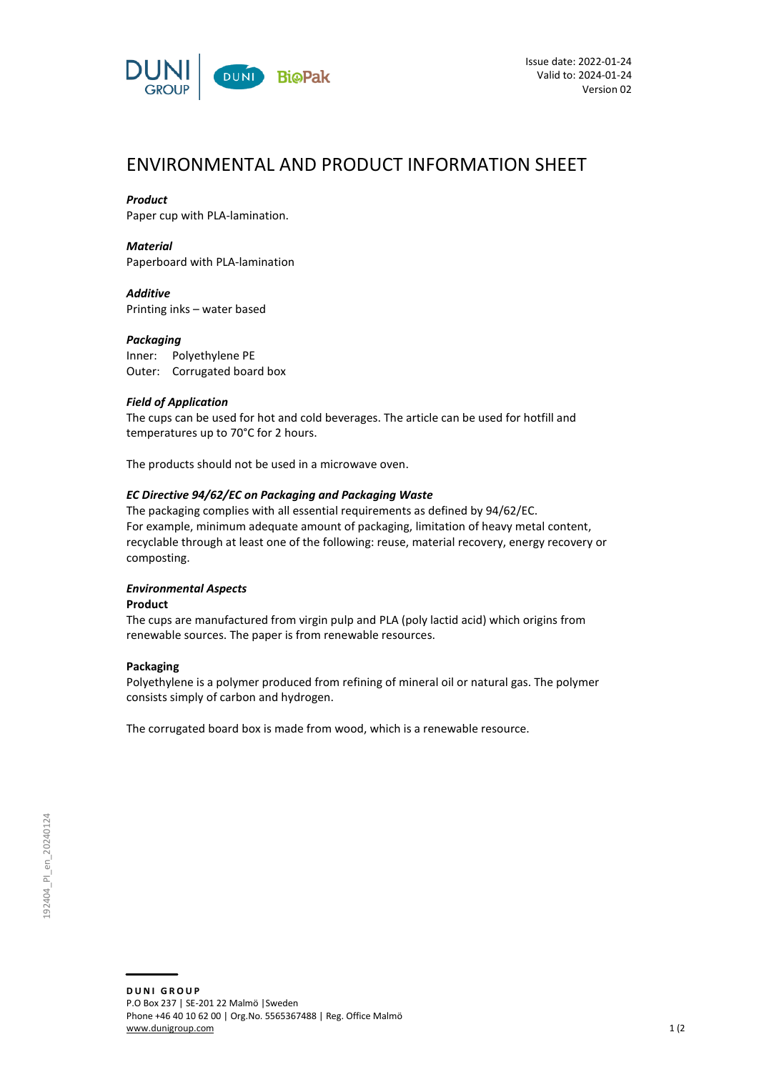Issue date: 2022-01-24
Valid to: 2024-01-24
Version 02

# ENVIRONMENTAL AND PRODUCT INFORMATION SHEET

***Product***
Paper cup with PLA-lamination.

***Material***
Paperboard with PLA-lamination

***Additive***
Printing inks – water based

***Packaging***
Inner: Polyethylene PE
Outer: Corrugated board box

***Field of Application***
The cups can be used for hot and cold beverages. The article can be used for hotfill and temperatures up to 70°C for 2 hours.

The products should not be used in a microwave oven.

***EC Directive 94/62/EC on Packaging and Packaging Waste***
The packaging complies with all essential requirements as defined by 94/62/EC.
For example, minimum adequate amount of packaging, limitation of heavy metal content, recyclable through at least one of the following: reuse, material recovery, energy recovery or composting.

***Environmental Aspects***

**Product**
The cups are manufactured from virgin pulp and PLA (poly lactid acid) which origins from renewable sources. The paper is from renewable resources.

**Packaging**
Polyethylene is a polymer produced from refining of mineral oil or natural gas. The polymer consists simply of carbon and hydrogen.

The corrugated board box is made from wood, which is a renewable resource.

192404_PI_en_20240124

**DUNI GROUP**
P.O Box 237 | SE-201 22 Malmö |Sweden
Phone +46 40 10 62 00 | Org.No. 5565367488 | Reg. Office Malmö
www.dunigroup.com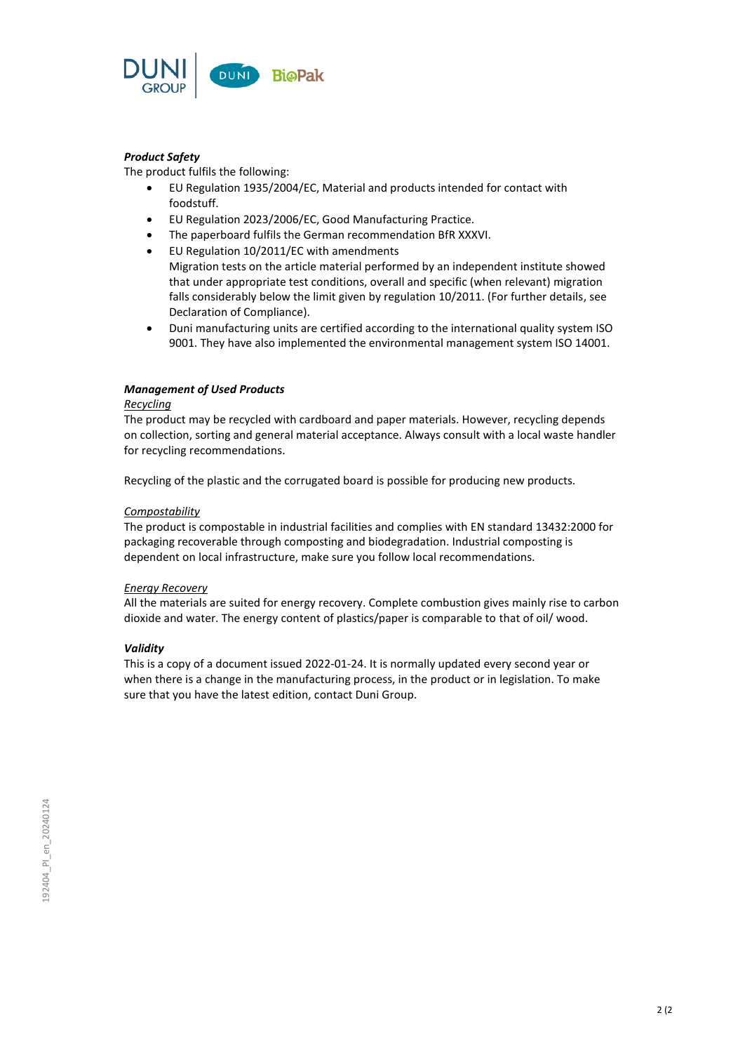***Product Safety***

The product fulfils the following:

- EU Regulation 1935/2004/EC, Material and products intended for contact with foodstuff.
- EU Regulation 2023/2006/EC, Good Manufacturing Practice.
- The paperboard fulfils the German recommendation BfR XXXVI.
- EU Regulation 10/2011/EC with amendments
  Migration tests on the article material performed by an independent institute showed that under appropriate test conditions, overall and specific (when relevant) migration falls considerably below the limit given by regulation 10/2011. (For further details, see Declaration of Compliance).
- Duni manufacturing units are certified according to the international quality system ISO 9001. They have also implemented the environmental management system ISO 14001.

***Management of Used Products***

*Recycling*

The product may be recycled with cardboard and paper materials. However, recycling depends on collection, sorting and general material acceptance. Always consult with a local waste handler for recycling recommendations.

Recycling of the plastic and the corrugated board is possible for producing new products.

*Compostability*

The product is compostable in industrial facilities and complies with EN standard 13432:2000 for packaging recoverable through composting and biodegradation. Industrial composting is dependent on local infrastructure, make sure you follow local recommendations.

*Energy Recovery*

All the materials are suited for energy recovery. Complete combustion gives mainly rise to carbon dioxide and water. The energy content of plastics/paper is comparable to that of oil/ wood.

***Validity***

This is a copy of a document issued 2022-01-24. It is normally updated every second year or when there is a change in the manufacturing process, in the product or in legislation. To make sure that you have the latest edition, contact Duni Group.